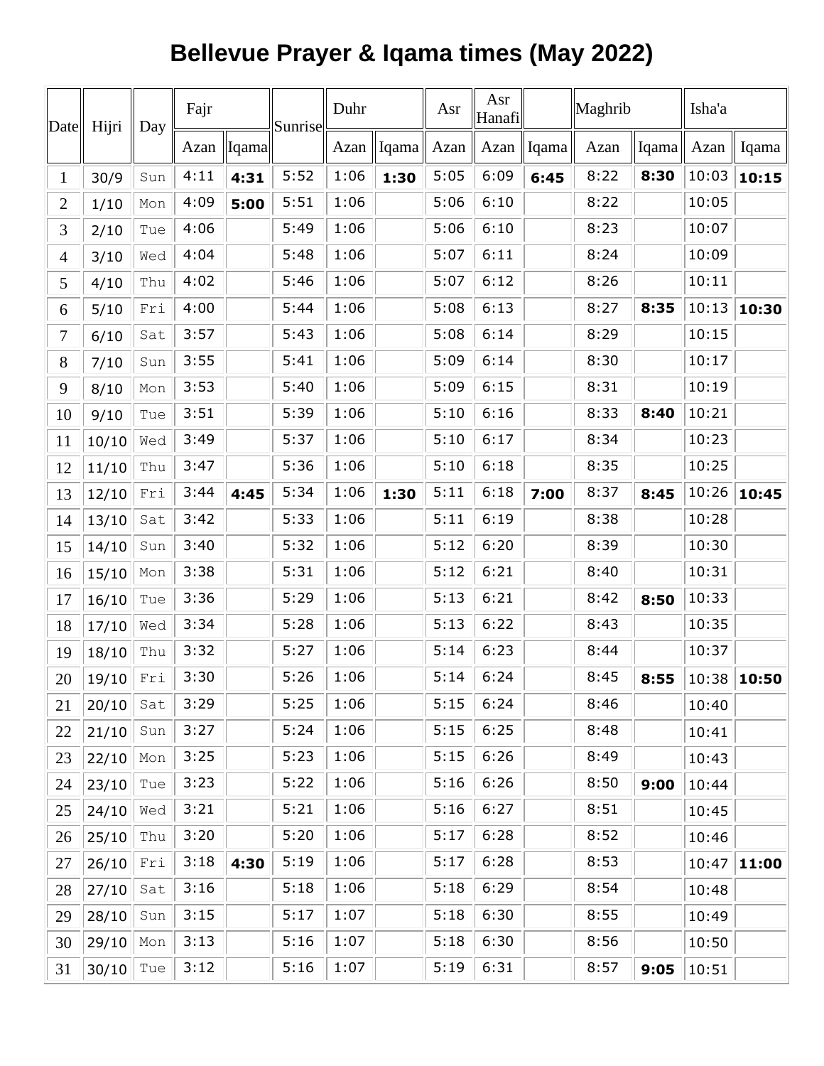# Bellevue Prayer & Iqama times (May 2022)

| Date | Hijri | Day | Fajr | | Sunrise | Duhr | | Asr | Asr Hanafi | | Maghrib | | Isha'a | |
|---|---|---|---|---|---|---|---|---|---|---|---|---|---|---|
| | | | Azan | Iqama | | Azan | Iqama | Azan | Azan | Iqama | Azan | Iqama | Azan | Iqama |
| 1 | 30/9 | Sun | 4:11 | **4:31** | 5:52 | 1:06 | **1:30** | 5:05 | 6:09 | **6:45** | 8:22 | **8:30** | 10:03 | **10:15** |
| 2 | 1/10 | Mon | 4:09 | **5:00** | 5:51 | 1:06 | | 5:06 | 6:10 | | 8:22 | | 10:05 | |
| 3 | 2/10 | Tue | 4:06 | | 5:49 | 1:06 | | 5:06 | 6:10 | | 8:23 | | 10:07 | |
| 4 | 3/10 | Wed | 4:04 | | 5:48 | 1:06 | | 5:07 | 6:11 | | 8:24 | | 10:09 | |
| 5 | 4/10 | Thu | 4:02 | | 5:46 | 1:06 | | 5:07 | 6:12 | | 8:26 | | 10:11 | |
| 6 | 5/10 | Fri | 4:00 | | 5:44 | 1:06 | | 5:08 | 6:13 | | 8:27 | **8:35** | 10:13 | **10:30** |
| 7 | 6/10 | Sat | 3:57 | | 5:43 | 1:06 | | 5:08 | 6:14 | | 8:29 | | 10:15 | |
| 8 | 7/10 | Sun | 3:55 | | 5:41 | 1:06 | | 5:09 | 6:14 | | 8:30 | | 10:17 | |
| 9 | 8/10 | Mon | 3:53 | | 5:40 | 1:06 | | 5:09 | 6:15 | | 8:31 | | 10:19 | |
| 10 | 9/10 | Tue | 3:51 | | 5:39 | 1:06 | | 5:10 | 6:16 | | 8:33 | **8:40** | 10:21 | |
| 11 | 10/10 | Wed | 3:49 | | 5:37 | 1:06 | | 5:10 | 6:17 | | 8:34 | | 10:23 | |
| 12 | 11/10 | Thu | 3:47 | | 5:36 | 1:06 | | 5:10 | 6:18 | | 8:35 | | 10:25 | |
| 13 | 12/10 | Fri | 3:44 | **4:45** | 5:34 | 1:06 | **1:30** | 5:11 | 6:18 | **7:00** | 8:37 | **8:45** | 10:26 | **10:45** |
| 14 | 13/10 | Sat | 3:42 | | 5:33 | 1:06 | | 5:11 | 6:19 | | 8:38 | | 10:28 | |
| 15 | 14/10 | Sun | 3:40 | | 5:32 | 1:06 | | 5:12 | 6:20 | | 8:39 | | 10:30 | |
| 16 | 15/10 | Mon | 3:38 | | 5:31 | 1:06 | | 5:12 | 6:21 | | 8:40 | | 10:31 | |
| 17 | 16/10 | Tue | 3:36 | | 5:29 | 1:06 | | 5:13 | 6:21 | | 8:42 | **8:50** | 10:33 | |
| 18 | 17/10 | Wed | 3:34 | | 5:28 | 1:06 | | 5:13 | 6:22 | | 8:43 | | 10:35 | |
| 19 | 18/10 | Thu | 3:32 | | 5:27 | 1:06 | | 5:14 | 6:23 | | 8:44 | | 10:37 | |
| 20 | 19/10 | Fri | 3:30 | | 5:26 | 1:06 | | 5:14 | 6:24 | | 8:45 | **8:55** | 10:38 | **10:50** |
| 21 | 20/10 | Sat | 3:29 | | 5:25 | 1:06 | | 5:15 | 6:24 | | 8:46 | | 10:40 | |
| 22 | 21/10 | Sun | 3:27 | | 5:24 | 1:06 | | 5:15 | 6:25 | | 8:48 | | 10:41 | |
| 23 | 22/10 | Mon | 3:25 | | 5:23 | 1:06 | | 5:15 | 6:26 | | 8:49 | | 10:43 | |
| 24 | 23/10 | Tue | 3:23 | | 5:22 | 1:06 | | 5:16 | 6:26 | | 8:50 | **9:00** | 10:44 | |
| 25 | 24/10 | Wed | 3:21 | | 5:21 | 1:06 | | 5:16 | 6:27 | | 8:51 | | 10:45 | |
| 26 | 25/10 | Thu | 3:20 | | 5:20 | 1:06 | | 5:17 | 6:28 | | 8:52 | | 10:46 | |
| 27 | 26/10 | Fri | 3:18 | **4:30** | 5:19 | 1:06 | | 5:17 | 6:28 | | 8:53 | | 10:47 | **11:00** |
| 28 | 27/10 | Sat | 3:16 | | 5:18 | 1:06 | | 5:18 | 6:29 | | 8:54 | | 10:48 | |
| 29 | 28/10 | Sun | 3:15 | | 5:17 | 1:07 | | 5:18 | 6:30 | | 8:55 | | 10:49 | |
| 30 | 29/10 | Mon | 3:13 | | 5:16 | 1:07 | | 5:18 | 6:30 | | 8:56 | | 10:50 | |
| 31 | 30/10 | Tue | 3:12 | | 5:16 | 1:07 | | 5:19 | 6:31 | | 8:57 | **9:05** | 10:51 | |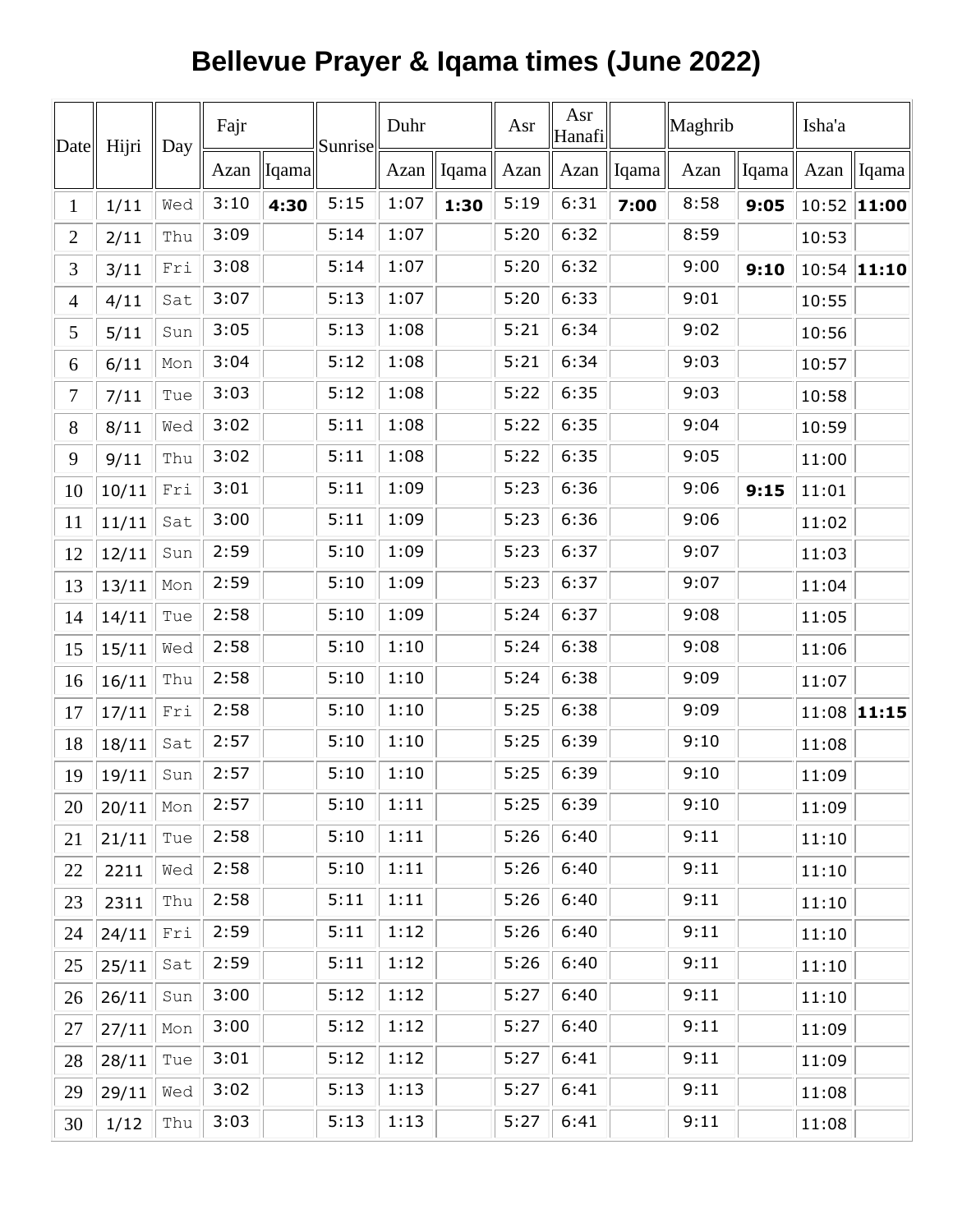# Bellevue Prayer & Iqama times (June 2022)

| Date | Hijri | Day | Fajr | | Sunrise | Duhr | | Asr | Asr Hanafi | | Maghrib | | Isha'a | |
|---|---|---|---|---|---|---|---|---|---|---|---|---|---|---|
| | | | Azan | Iqama | | Azan | Iqama | Azan | Azan | Iqama | Azan | Iqama | Azan | Iqama |
| 1 | 1/11 | Wed | 3:10 | **4:30** | 5:15 | 1:07 | **1:30** | 5:19 | 6:31 | **7:00** | 8:58 | **9:05** | 10:52 | **11:00** |
| 2 | 2/11 | Thu | 3:09 | | 5:14 | 1:07 | | 5:20 | 6:32 | | 8:59 | | 10:53 | |
| 3 | 3/11 | Fri | 3:08 | | 5:14 | 1:07 | | 5:20 | 6:32 | | 9:00 | **9:10** | 10:54 | **11:10** |
| 4 | 4/11 | Sat | 3:07 | | 5:13 | 1:07 | | 5:20 | 6:33 | | 9:01 | | 10:55 | |
| 5 | 5/11 | Sun | 3:05 | | 5:13 | 1:08 | | 5:21 | 6:34 | | 9:02 | | 10:56 | |
| 6 | 6/11 | Mon | 3:04 | | 5:12 | 1:08 | | 5:21 | 6:34 | | 9:03 | | 10:57 | |
| 7 | 7/11 | Tue | 3:03 | | 5:12 | 1:08 | | 5:22 | 6:35 | | 9:03 | | 10:58 | |
| 8 | 8/11 | Wed | 3:02 | | 5:11 | 1:08 | | 5:22 | 6:35 | | 9:04 | | 10:59 | |
| 9 | 9/11 | Thu | 3:02 | | 5:11 | 1:08 | | 5:22 | 6:35 | | 9:05 | | 11:00 | |
| 10 | 10/11 | Fri | 3:01 | | 5:11 | 1:09 | | 5:23 | 6:36 | | 9:06 | **9:15** | 11:01 | |
| 11 | 11/11 | Sat | 3:00 | | 5:11 | 1:09 | | 5:23 | 6:36 | | 9:06 | | 11:02 | |
| 12 | 12/11 | Sun | 2:59 | | 5:10 | 1:09 | | 5:23 | 6:37 | | 9:07 | | 11:03 | |
| 13 | 13/11 | Mon | 2:59 | | 5:10 | 1:09 | | 5:23 | 6:37 | | 9:07 | | 11:04 | |
| 14 | 14/11 | Tue | 2:58 | | 5:10 | 1:09 | | 5:24 | 6:37 | | 9:08 | | 11:05 | |
| 15 | 15/11 | Wed | 2:58 | | 5:10 | 1:10 | | 5:24 | 6:38 | | 9:08 | | 11:06 | |
| 16 | 16/11 | Thu | 2:58 | | 5:10 | 1:10 | | 5:24 | 6:38 | | 9:09 | | 11:07 | |
| 17 | 17/11 | Fri | 2:58 | | 5:10 | 1:10 | | 5:25 | 6:38 | | 9:09 | | 11:08 | **11:15** |
| 18 | 18/11 | Sat | 2:57 | | 5:10 | 1:10 | | 5:25 | 6:39 | | 9:10 | | 11:08 | |
| 19 | 19/11 | Sun | 2:57 | | 5:10 | 1:10 | | 5:25 | 6:39 | | 9:10 | | 11:09 | |
| 20 | 20/11 | Mon | 2:57 | | 5:10 | 1:11 | | 5:25 | 6:39 | | 9:10 | | 11:09 | |
| 21 | 21/11 | Tue | 2:58 | | 5:10 | 1:11 | | 5:26 | 6:40 | | 9:11 | | 11:10 | |
| 22 | 2211 | Wed | 2:58 | | 5:10 | 1:11 | | 5:26 | 6:40 | | 9:11 | | 11:10 | |
| 23 | 2311 | Thu | 2:58 | | 5:11 | 1:11 | | 5:26 | 6:40 | | 9:11 | | 11:10 | |
| 24 | 24/11 | Fri | 2:59 | | 5:11 | 1:12 | | 5:26 | 6:40 | | 9:11 | | 11:10 | |
| 25 | 25/11 | Sat | 2:59 | | 5:11 | 1:12 | | 5:26 | 6:40 | | 9:11 | | 11:10 | |
| 26 | 26/11 | Sun | 3:00 | | 5:12 | 1:12 | | 5:27 | 6:40 | | 9:11 | | 11:10 | |
| 27 | 27/11 | Mon | 3:00 | | 5:12 | 1:12 | | 5:27 | 6:40 | | 9:11 | | 11:09 | |
| 28 | 28/11 | Tue | 3:01 | | 5:12 | 1:12 | | 5:27 | 6:41 | | 9:11 | | 11:09 | |
| 29 | 29/11 | Wed | 3:02 | | 5:13 | 1:13 | | 5:27 | 6:41 | | 9:11 | | 11:08 | |
| 30 | 1/12 | Thu | 3:03 | | 5:13 | 1:13 | | 5:27 | 6:41 | | 9:11 | | 11:08 | |